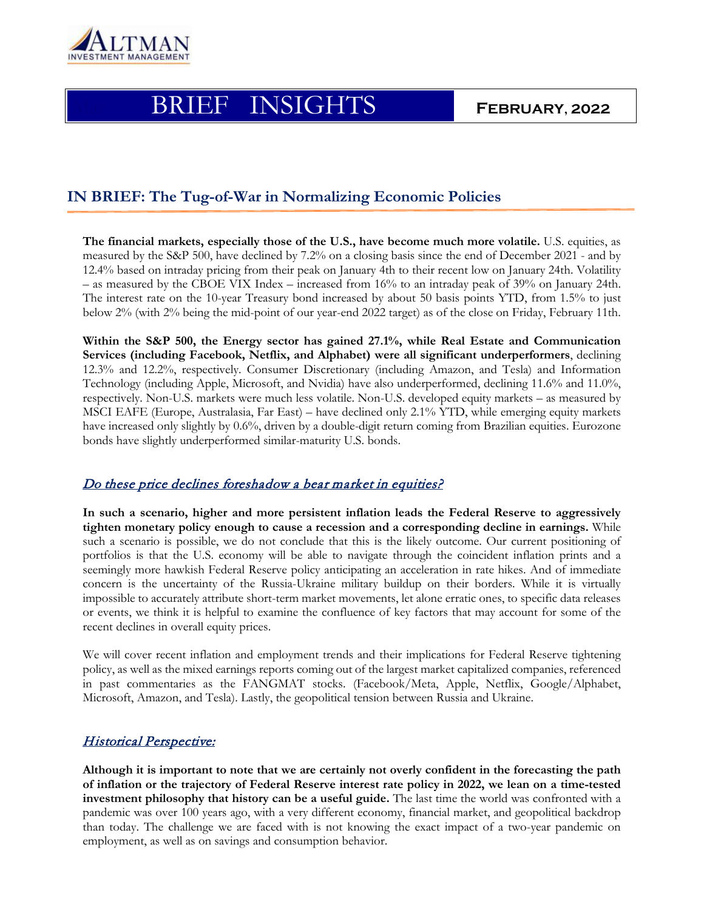ALTMAN INVESTMENT MANAGEMENT

# BRIEF INSIGHTS

**February, 2022**

## IN BRIEF: The Tug-of-War in Normalizing Economic Policies

**The financial markets, especially those of the U.S., have become much more volatile.** U.S. equities, as measured by the S&P 500, have declined by 7.2% on a closing basis since the end of December 2021 - and by 12.4% based on intraday pricing from their peak on January 4th to their recent low on January 24th. Volatility – as measured by the CBOE VIX Index – increased from 16% to an intraday peak of 39% on January 24th. The interest rate on the 10-year Treasury bond increased by about 50 basis points YTD, from 1.5% to just below 2% (with 2% being the mid-point of our year-end 2022 target) as of the close on Friday, February 11th.

**Within the S&P 500, the Energy sector has gained 27.1%, while Real Estate and Communication Services (including Facebook, Netflix, and Alphabet) were all significant underperformers**, declining 12.3% and 12.2%, respectively. Consumer Discretionary (including Amazon, and Tesla) and Information Technology (including Apple, Microsoft, and Nvidia) have also underperformed, declining 11.6% and 11.0%, respectively. Non-U.S. markets were much less volatile. Non-U.S. developed equity markets – as measured by MSCI EAFE (Europe, Australasia, Far East) – have declined only 2.1% YTD, while emerging equity markets have increased only slightly by 0.6%, driven by a double-digit return coming from Brazilian equities. Eurozone bonds have slightly underperformed similar-maturity U.S. bonds.

### *Do these price declines foreshadow a bear market in equities?*

**In such a scenario, higher and more persistent inflation leads the Federal Reserve to aggressively tighten monetary policy enough to cause a recession and a corresponding decline in earnings.** While such a scenario is possible, we do not conclude that this is the likely outcome. Our current positioning of portfolios is that the U.S. economy will be able to navigate through the coincident inflation prints and a seemingly more hawkish Federal Reserve policy anticipating an acceleration in rate hikes. And of immediate concern is the uncertainty of the Russia-Ukraine military buildup on their borders. While it is virtually impossible to accurately attribute short-term market movements, let alone erratic ones, to specific data releases or events, we think it is helpful to examine the confluence of key factors that may account for some of the recent declines in overall equity prices.

We will cover recent inflation and employment trends and their implications for Federal Reserve tightening policy, as well as the mixed earnings reports coming out of the largest market capitalized companies, referenced in past commentaries as the FANGMAT stocks. (Facebook/Meta, Apple, Netflix, Google/Alphabet, Microsoft, Amazon, and Tesla). Lastly, the geopolitical tension between Russia and Ukraine.

### *Historical Perspective:*

**Although it is important to note that we are certainly not overly confident in the forecasting the path of inflation or the trajectory of Federal Reserve interest rate policy in 2022, we lean on a time-tested investment philosophy that history can be a useful guide.** The last time the world was confronted with a pandemic was over 100 years ago, with a very different economy, financial market, and geopolitical backdrop than today. The challenge we are faced with is not knowing the exact impact of a two-year pandemic on employment, as well as on savings and consumption behavior.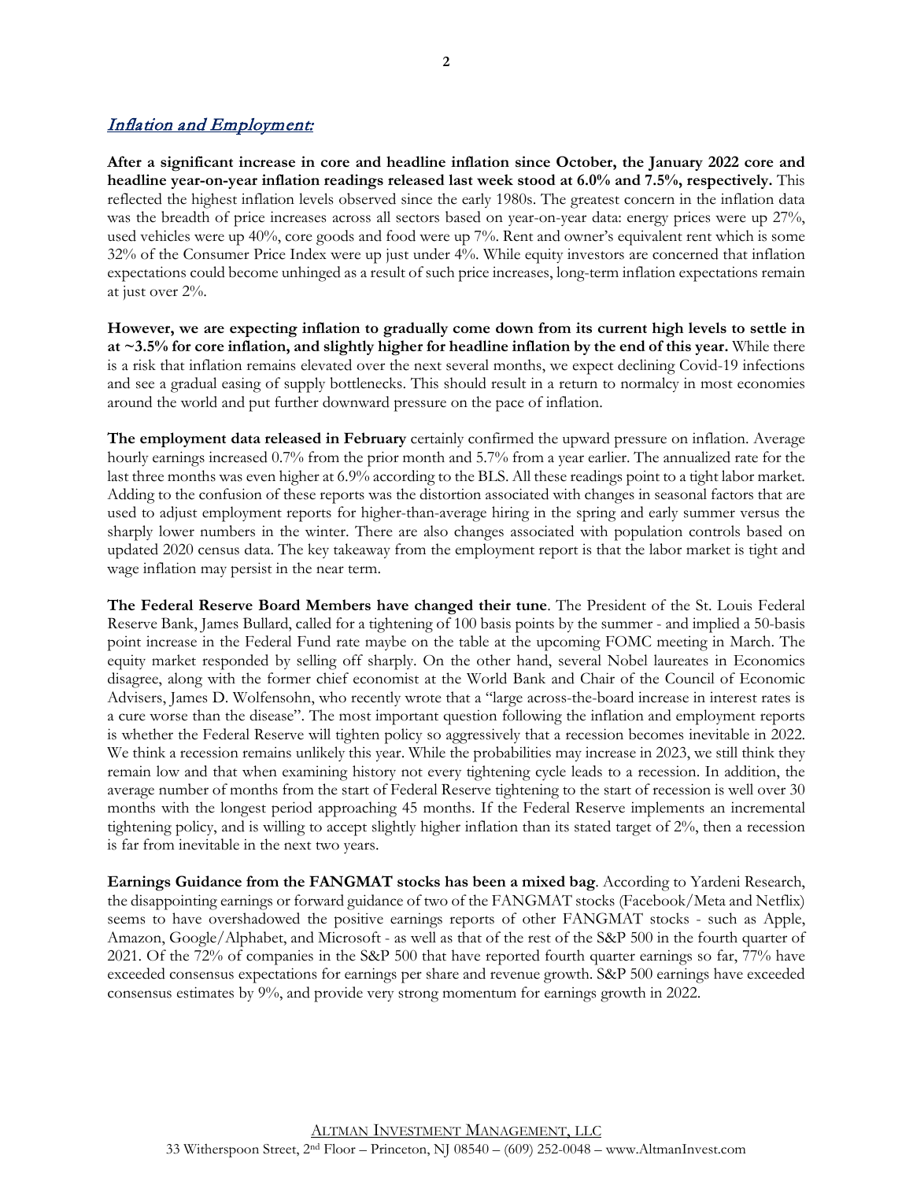## *Inflation and Employment:*

**After a significant increase in core and headline inflation since October, the January 2022 core and headline year-on-year inflation readings released last week stood at 6.0% and 7.5%, respectively.** This reflected the highest inflation levels observed since the early 1980s. The greatest concern in the inflation data was the breadth of price increases across all sectors based on year-on-year data: energy prices were up 27%, used vehicles were up 40%, core goods and food were up 7%. Rent and owner's equivalent rent which is some 32% of the Consumer Price Index were up just under 4%. While equity investors are concerned that inflation expectations could become unhinged as a result of such price increases, long-term inflation expectations remain at just over 2%.

**However, we are expecting inflation to gradually come down from its current high levels to settle in at ~3.5% for core inflation, and slightly higher for headline inflation by the end of this year.** While there is a risk that inflation remains elevated over the next several months, we expect declining Covid-19 infections and see a gradual easing of supply bottlenecks. This should result in a return to normalcy in most economies around the world and put further downward pressure on the pace of inflation.

**The employment data released in February** certainly confirmed the upward pressure on inflation. Average hourly earnings increased 0.7% from the prior month and 5.7% from a year earlier. The annualized rate for the last three months was even higher at 6.9% according to the BLS. All these readings point to a tight labor market. Adding to the confusion of these reports was the distortion associated with changes in seasonal factors that are used to adjust employment reports for higher-than-average hiring in the spring and early summer versus the sharply lower numbers in the winter. There are also changes associated with population controls based on updated 2020 census data. The key takeaway from the employment report is that the labor market is tight and wage inflation may persist in the near term.

**The Federal Reserve Board Members have changed their tune**. The President of the St. Louis Federal Reserve Bank, James Bullard, called for a tightening of 100 basis points by the summer - and implied a 50-basis point increase in the Federal Fund rate maybe on the table at the upcoming FOMC meeting in March. The equity market responded by selling off sharply. On the other hand, several Nobel laureates in Economics disagree, along with the former chief economist at the World Bank and Chair of the Council of Economic Advisers, James D. Wolfensohn, who recently wrote that a "large across-the-board increase in interest rates is a cure worse than the disease". The most important question following the inflation and employment reports is whether the Federal Reserve will tighten policy so aggressively that a recession becomes inevitable in 2022. We think a recession remains unlikely this year. While the probabilities may increase in 2023, we still think they remain low and that when examining history not every tightening cycle leads to a recession. In addition, the average number of months from the start of Federal Reserve tightening to the start of recession is well over 30 months with the longest period approaching 45 months. If the Federal Reserve implements an incremental tightening policy, and is willing to accept slightly higher inflation than its stated target of 2%, then a recession is far from inevitable in the next two years.

**Earnings Guidance from the FANGMAT stocks has been a mixed bag**. According to Yardeni Research, the disappointing earnings or forward guidance of two of the FANGMAT stocks (Facebook/Meta and Netflix) seems to have overshadowed the positive earnings reports of other FANGMAT stocks - such as Apple, Amazon, Google/Alphabet, and Microsoft - as well as that of the rest of the S&P 500 in the fourth quarter of 2021. Of the 72% of companies in the S&P 500 that have reported fourth quarter earnings so far, 77% have exceeded consensus expectations for earnings per share and revenue growth. S&P 500 earnings have exceeded consensus estimates by 9%, and provide very strong momentum for earnings growth in 2022.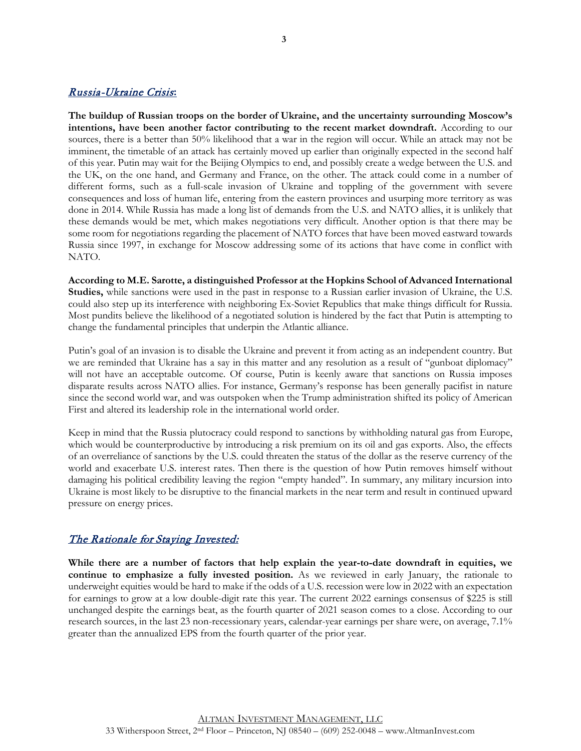## *Russia-Ukraine Crisis*:

**The buildup of Russian troops on the border of Ukraine, and the uncertainty surrounding Moscow's intentions, have been another factor contributing to the recent market downdraft.** According to our sources, there is a better than 50% likelihood that a war in the region will occur. While an attack may not be imminent, the timetable of an attack has certainly moved up earlier than originally expected in the second half of this year. Putin may wait for the Beijing Olympics to end, and possibly create a wedge between the U.S. and the UK, on the one hand, and Germany and France, on the other. The attack could come in a number of different forms, such as a full-scale invasion of Ukraine and toppling of the government with severe consequences and loss of human life, entering from the eastern provinces and usurping more territory as was done in 2014. While Russia has made a long list of demands from the U.S. and NATO allies, it is unlikely that these demands would be met, which makes negotiations very difficult. Another option is that there may be some room for negotiations regarding the placement of NATO forces that have been moved eastward towards Russia since 1997, in exchange for Moscow addressing some of its actions that have come in conflict with NATO.

**According to M.E. Sarotte, a distinguished Professor at the Hopkins School of Advanced International Studies,** while sanctions were used in the past in response to a Russian earlier invasion of Ukraine, the U.S. could also step up its interference with neighboring Ex-Soviet Republics that make things difficult for Russia. Most pundits believe the likelihood of a negotiated solution is hindered by the fact that Putin is attempting to change the fundamental principles that underpin the Atlantic alliance.

Putin's goal of an invasion is to disable the Ukraine and prevent it from acting as an independent country. But we are reminded that Ukraine has a say in this matter and any resolution as a result of "gunboat diplomacy" will not have an acceptable outcome. Of course, Putin is keenly aware that sanctions on Russia imposes disparate results across NATO allies. For instance, Germany's response has been generally pacifist in nature since the second world war, and was outspoken when the Trump administration shifted its policy of American First and altered its leadership role in the international world order.

Keep in mind that the Russia plutocracy could respond to sanctions by withholding natural gas from Europe, which would be counterproductive by introducing a risk premium on its oil and gas exports. Also, the effects of an overreliance of sanctions by the U.S. could threaten the status of the dollar as the reserve currency of the world and exacerbate U.S. interest rates. Then there is the question of how Putin removes himself without damaging his political credibility leaving the region "empty handed". In summary, any military incursion into Ukraine is most likely to be disruptive to the financial markets in the near term and result in continued upward pressure on energy prices.

## *The Rationale for Staying Invested:*

**While there are a number of factors that help explain the year-to-date downdraft in equities, we continue to emphasize a fully invested position.** As we reviewed in early January, the rationale to underweight equities would be hard to make if the odds of a U.S. recession were low in 2022 with an expectation for earnings to grow at a low double-digit rate this year. The current 2022 earnings consensus of $225 is still unchanged despite the earnings beat, as the fourth quarter of 2021 season comes to a close. According to our research sources, in the last 23 non-recessionary years, calendar-year earnings per share were, on average, 7.1% greater than the annualized EPS from the fourth quarter of the prior year.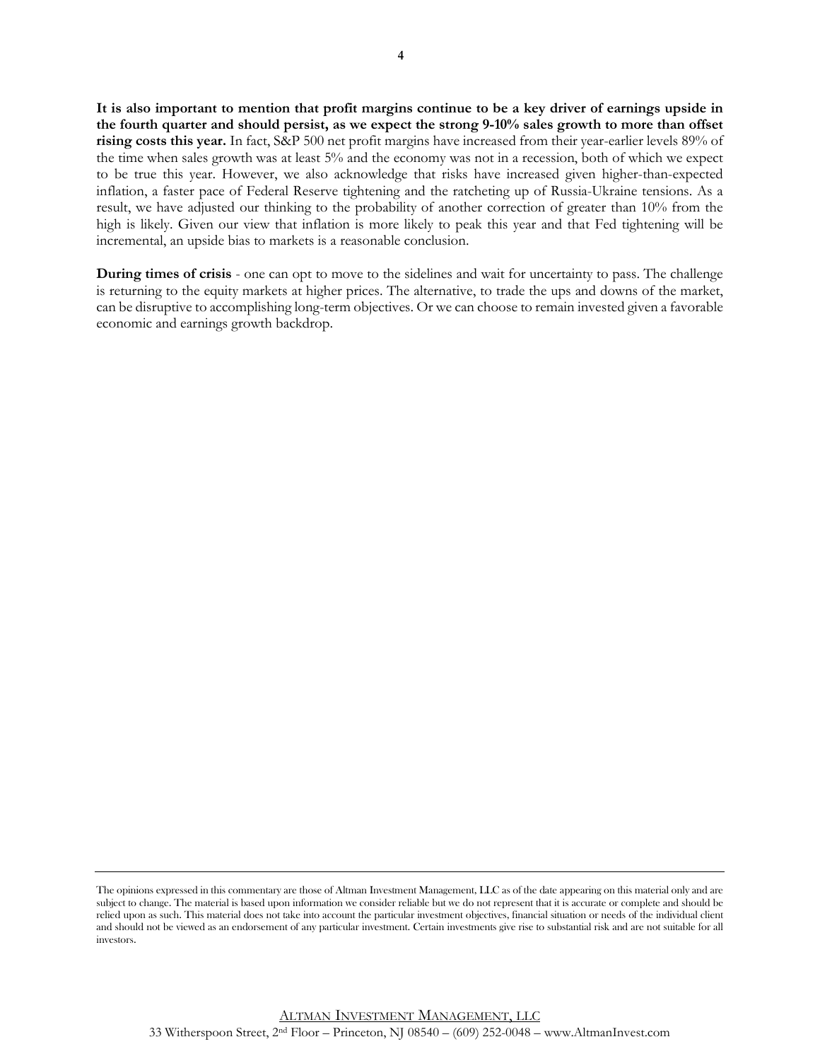**It is also important to mention that profit margins continue to be a key driver of earnings upside in the fourth quarter and should persist, as we expect the strong 9-10% sales growth to more than offset rising costs this year.** In fact, S&P 500 net profit margins have increased from their year-earlier levels 89% of the time when sales growth was at least 5% and the economy was not in a recession, both of which we expect to be true this year. However, we also acknowledge that risks have increased given higher-than-expected inflation, a faster pace of Federal Reserve tightening and the ratcheting up of Russia-Ukraine tensions. As a result, we have adjusted our thinking to the probability of another correction of greater than 10% from the high is likely. Given our view that inflation is more likely to peak this year and that Fed tightening will be incremental, an upside bias to markets is a reasonable conclusion.

**During times of crisis** - one can opt to move to the sidelines and wait for uncertainty to pass. The challenge is returning to the equity markets at higher prices. The alternative, to trade the ups and downs of the market, can be disruptive to accomplishing long-term objectives. Or we can choose to remain invested given a favorable economic and earnings growth backdrop.

---

The opinions expressed in this commentary are those of Altman Investment Management, LLC as of the date appearing on this material only and are subject to change. The material is based upon information we consider reliable but we do not represent that it is accurate or complete and should be relied upon as such. This material does not take into account the particular investment objectives, financial situation or needs of the individual client and should not be viewed as an endorsement of any particular investment. Certain investments give rise to substantial risk and are not suitable for all investors.

ALTMAN INVESTMENT MANAGEMENT, LLC
33 Witherspoon Street, 2nd Floor – Princeton, NJ 08540 – (609) 252-0048 – www.AltmanInvest.com